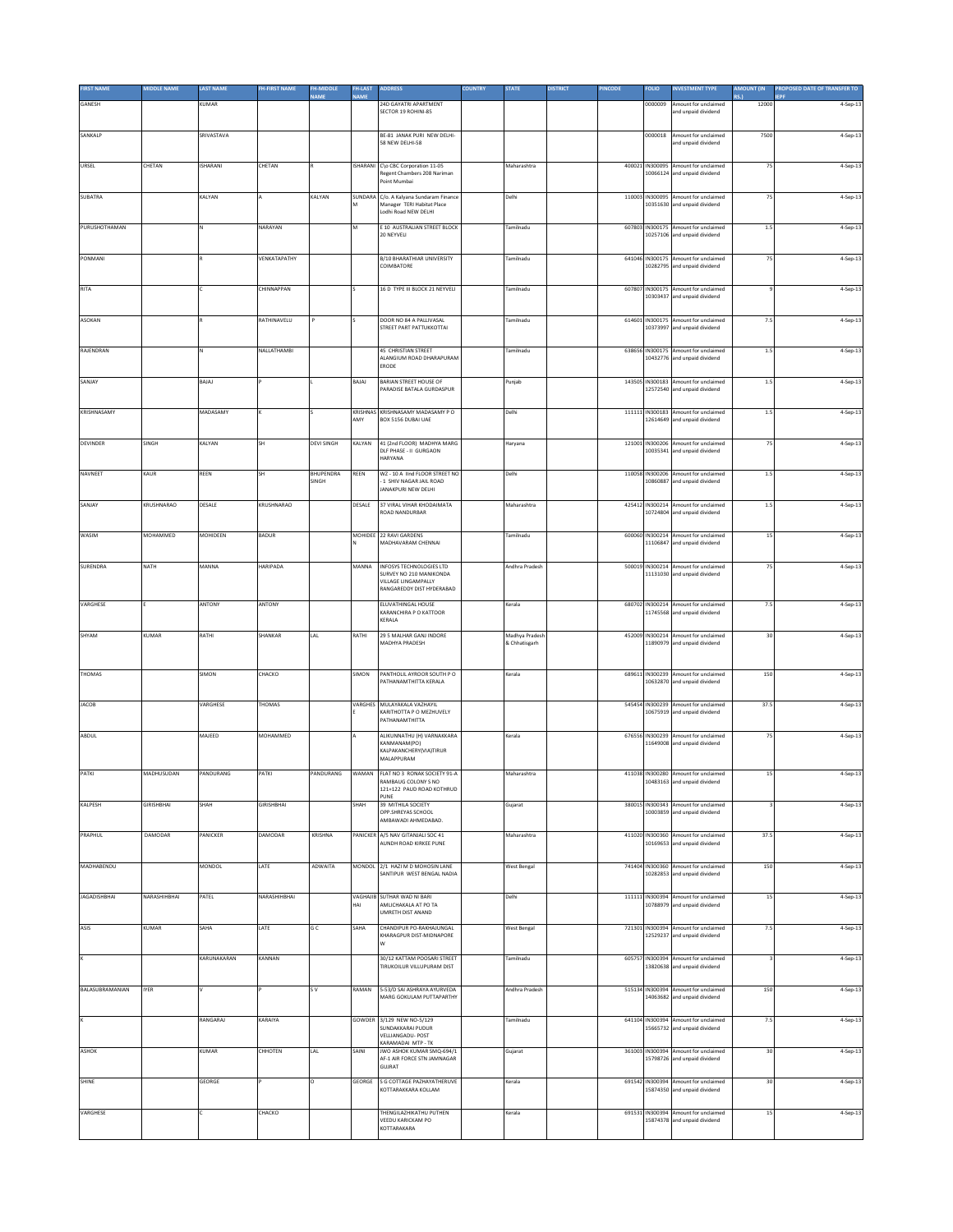| FIRST NAME | MIDDLE NAME | LAST NAME | FH-FIRST NAME | FH-MIDDLE NAME | FH-LAST NAME | ADDRESS | COUNTRY | STATE | DISTRICT | PINCODE | FOLIO | INVESTMENT TYPE | AMOUNT (IN RS.) | PROPOSED DATE OF TRANSFER TO IEPF |
|---|---|---|---|---|---|---|---|---|---|---|---|---|---|---|
| GANESH | | KUMAR | | | | 24D GAYATRI APARTMENT SECTOR 19 ROHINI-85 | | | | | 0000009 | Amount for unclaimed and unpaid dividend | 12000 | 4-Sep-13 |
| SANKALP | | SRIVASTAVA | | | | BE-81 JANAK PURI NEW DELHI-58 NEW DELHI-58 | | | | | 0000018 | Amount for unclaimed and unpaid dividend | 7500 | 4-Sep-13 |
| URSEL | CHETAN | ISHARANI | CHETAN | R | ISHARANI | C\o CBC Corporation 11-05 Regent Chambers 208 Nariman Point Mumbai | | Maharashtra | | 400021 | IN300095 10066124 | Amount for unclaimed and unpaid dividend | 75 | 4-Sep-13 |
| SUBATRA | | KALYAN | A | KALYAN | SUNDARAM | C/o. A Kalyana Sundaram Finance Manager TERI Habitat Place Lodhi Road NEW DELHI | | Delhi | | 110003 | IN300095 10351630 | Amount for unclaimed and unpaid dividend | 75 | 4-Sep-13 |
| PURUSHOTHAMAN | | N | NARAYAN | | M | E 10 AUSTRALIAN STREET BLOCK 20 NEYVELI | | Tamilnadu | | 607803 | IN300175 10257106 | Amount for unclaimed and unpaid dividend | 1.5 | 4-Sep-13 |
| PONMANI | | R | VENKATAPATHY | | | B/10 BHARATHIAR UNIVERSITY COIMBATORE | | Tamilnadu | | 641046 | IN300175 10282795 | Amount for unclaimed and unpaid dividend | 75 | 4-Sep-13 |
| RITA | | C | CHINNAPPAN | | S | 16 D TYPE III BLOCK 21 NEYVELI | | Tamilnadu | | 607807 | IN300175 10303437 | Amount for unclaimed and unpaid dividend | 9 | 4-Sep-13 |
| ASOKAN | | R | RATHINAVELU | P | S | DOOR NO 84 A PALLIVASAL STREET PART PATTUKKOTTAI | | Tamilnadu | | 614601 | IN300175 10373997 | Amount for unclaimed and unpaid dividend | 7.5 | 4-Sep-13 |
| RAJENDRAN | | N | NALLATHAMBI | | | 45 CHRISTIAN STREET ALANGIUM ROAD DHARAPURAM ERODE | | Tamilnadu | | 638656 | IN300175 10432776 | Amount for unclaimed and unpaid dividend | 1.5 | 4-Sep-13 |
| SANJAY | | BAJAJ | P | | L | BAJAJ | BARIAN STREET HOUSE OF PARADISE BATALA GURDASPUR | Punjab | | 143505 | IN300183 12572540 | Amount for unclaimed and unpaid dividend | 1.5 | 4-Sep-13 |
| KRISHNASAMY | | MADASAMY | K | | S | KRISHNASAMY | KRISHNASAMY MADASAMY P O BOX 5156 DUBAI UAE | Delhi | | 111111 | IN300183 12614649 | Amount for unclaimed and unpaid dividend | 1.5 | 4-Sep-13 |
| DEVINDER | SINGH | KALYAN | SH | DEVI SINGH | KALYAN | 41 (2nd FLOOR) MADHYA MARG DLF PHASE - II GURGAON HARYANA | | Haryana | | 121001 | IN300206 10035341 | Amount for unclaimed and unpaid dividend | 75 | 4-Sep-13 |
| NAVNEET | KAUR | REEN | SH | BHUPENDRA SINGH | REEN | WZ - 10 A IInd FLOOR STREET NO - 1 SHIV NAGAR JAIL ROAD JANAKPURI NEW DELHI | | Delhi | | 110058 | IN300206 10860887 | Amount for unclaimed and unpaid dividend | 1.5 | 4-Sep-13 |
| SANJAY | KRUSHNARAO | DESALE | KRUSHNARAO | | DESALE | 37 VIRAL VIHAR KHODAIMATA ROAD NANDURBAR | | Maharashtra | | 425412 | IN300214 10724804 | Amount for unclaimed and unpaid dividend | 1.5 | 4-Sep-13 |
| WASIM | MOHAMMED | MOHIDEEN | BADUR | | MOHIDEEN | 22 RAVI GARDENS MADHAVARAM CHENNAI | | Tamilnadu | | 600060 | IN300214 11106847 | Amount for unclaimed and unpaid dividend | 15 | 4-Sep-13 |
| SURENDRA | NATH | MANNA | HARIPADA | | MANNA | INFOSYS TECHNOLOGIES LTD SURVEY NO 210 MANIKONDA VILLAGE LINGAMPALLY RANGAREDDY DIST HYDERABAD | | Andhra Pradesh | | 500019 | IN300214 11131030 | Amount for unclaimed and unpaid dividend | 75 | 4-Sep-13 |
| VARGHESE | E | ANTONY | ANTONY | | | ELUVATHINGAL HOUSE KARANCHIRA P O KATTOOR KERALA | | Kerala | | 680702 | IN300214 11745568 | Amount for unclaimed and unpaid dividend | 7.5 | 4-Sep-13 |
| SHYAM | KUMAR | RATHI | SHANKAR | LAL | RATHI | 29 S MALHAR GANJ INDORE MADHYA PRADESH | | Madhya Pradesh & Chhatisgarh | | 452009 | IN300214 11890979 | Amount for unclaimed and unpaid dividend | 30 | 4-Sep-13 |
| THOMAS | | SIMON | CHACKO | | SIMON | PANTHOLIL AYROOR SOUTH P O PATHANAMTHITTA KERALA | | Kerala | | 689611 | IN300239 10632870 | Amount for unclaimed and unpaid dividend | 150 | 4-Sep-13 |
| JACOB | | VARGHESE | THOMAS | | VARGHESE | MULAYAKALA VAZHAYIL KARITHOTTA P O MEZHUVELY PATHANAMTHITTA | | | | 545454 | IN300239 10675919 | Amount for unclaimed and unpaid dividend | 37.5 | 4-Sep-13 |
| ABDUL | | MAJEED | MOHAMMED | | A | ALIKUNNATHU (H) VARNAKKARA KANMANAM(PO) KALPAKANCHERY(VIA)TIRUR MALAPPURAM | | Kerala | | 676556 | IN300239 11649008 | Amount for unclaimed and unpaid dividend | 75 | 4-Sep-13 |
| PATKI | MADHUSUDAN | PANDURANG | PATKI | PANDURANG | WAMAN | FLAT NO 3 RONAK SOCIETY 91-A RAMBAUG COLONY S NO 121+122 PAUD ROAD KOTHRUD PUNE | | Maharashtra | | 411038 | IN300280 10483163 | Amount for unclaimed and unpaid dividend | 15 | 4-Sep-13 |
| KALPESH | GIRISHBHAI | SHAH | GIRISHBHAI | | SHAH | 30 MITHILA SOCIETY OPP.SHREYAS SCHOOL AMBAWADI AHMEDABAD. | | Gujarat | | 380015 | IN300343 10003859 | Amount for unclaimed and unpaid dividend | 3 | 4-Sep-13 |
| PRAPHUL | DAMODAR | PANICKER | DAMODAR | KRISHNA | PANICKER | A/5 NAV GITANJALI SOC 41 AUNDH ROAD KIRKEE PUNE | | Maharashtra | | 411020 | IN300360 10169653 | Amount for unclaimed and unpaid dividend | 37.5 | 4-Sep-13 |
| MADHABENDU | | MONDOL | LATE | ADWAITA | MONDOL | 2/1 HAZI M D MOHOSIN LANE SANTIPUR WEST BENGAL NADIA | | West Bengal | | 741404 | IN300360 10282853 | Amount for unclaimed and unpaid dividend | 150 | 4-Sep-13 |
| JAGADISHBHAI | NARASHIHBHAI | PATEL | NARASHIHBHAI | | VAGHAJIBHAI | SUTHAR WAD NI BARI AMLICHAKALA AT PO TA UMRETH DIST ANAND | | Delhi | | 111111 | IN300394 10788979 | Amount for unclaimed and unpaid dividend | 15 | 4-Sep-13 |
| ASIS | KUMAR | SAHA | LATE | G C | SAHA | CHANDIPUR PO-RAKHAJUNGAL KHARAGPUR DIST-MIDNAPORE W | | West Bengal | | 721301 | IN300394 12529237 | Amount for unclaimed and unpaid dividend | 7.5 | 4-Sep-13 |
| K | | KARUNAKARAN | KANNAN | | | 30/12 KATTAM POOSARI STREET TIRUKOILUR VILLUPURAM DIST | | Tamilnadu | | 605757 | IN300394 13820638 | Amount for unclaimed and unpaid dividend | 3 | 4-Sep-13 |
| BALASUBRAMANIAN | IYER | V | P | S V | RAMAN | 5-53/D SAI ASHRAYA AYURVEDA MARG GOKULAM PUTTAPARTHY | | Andhra Pradesh | | 515134 | IN300394 14063682 | Amount for unclaimed and unpaid dividend | 150 | 4-Sep-13 |
| K | | RANGARAJ | KARAIYA | | GOWDER | 3/129 NEW NO-5/129 SUNDAKKARAI PUDUR VELLIANGADU- POST KARAMADAI MTP - TK | | Tamilnadu | | 641104 | IN300394 15665732 | Amount for unclaimed and unpaid dividend | 7.5 | 4-Sep-13 |
| ASHOK | | KUMAR | CHHOTEN | LAL | SAINI | JWO ASHOK KUMAR SMQ-694/1 AF-1 AIR FORCE STN JAMNAGAR GUJRAT | | Gujarat | | 361003 | IN300394 15798726 | Amount for unclaimed and unpaid dividend | 30 | 4-Sep-13 |
| SHINE | | GEORGE | P | O | GEORGE | S G COTTAGE PAZHAYATHERUVE KOTTARAKKARA KOLLAM | | Kerala | | 691542 | IN300394 15874350 | Amount for unclaimed and unpaid dividend | 30 | 4-Sep-13 |
| VARGHESE | | C | CHACKO | | | THENGILAZHIKATHU PUTHEN VEEDU KARICKAM PO KOTTARAKARA | | Kerala | | 691531 | IN300394 15874378 | Amount for unclaimed and unpaid dividend | 15 | 4-Sep-13 |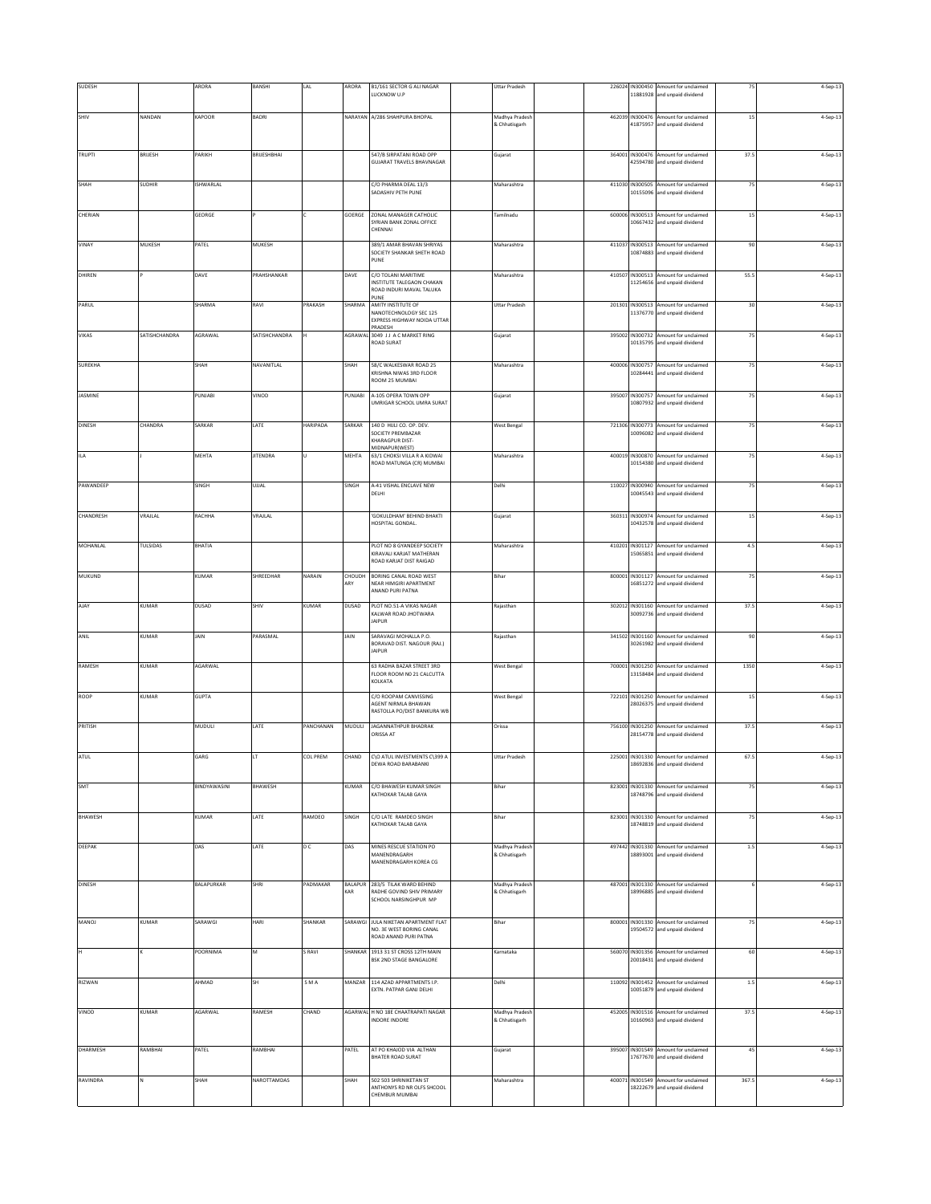| SUDESH | | ARORA | BANSHI | LAL | ARORA | B1/161 SECTOR G ALI NAGAR LUCKNOW U.P | | Uttar Pradesh | | 226024 | IN300450 11881928 | Amount for unclaimed and unpaid dividend | 75 | 4-Sep-13 |
|---|---|---|---|---|---|---|---|---|---|---|---|---|---|---|
| SHIV | NANDAN | KAPOOR | BADRI | | NARAYAN | A/286 SHAHPURA BHOPAL | | Madhya Pradesh & Chhatisgarh | | 462039 | IN300476 41875957 | Amount for unclaimed and unpaid dividend | 15 | 4-Sep-13 |
| TRUPTI | BRIJESH | PARIKH | BRIJESHBHAI | | | 547/B SIRPATANI ROAD OPP GUJARAT TRAVELS BHAVNAGAR | | Gujarat | | 364001 | IN300476 42594780 | Amount for unclaimed and unpaid dividend | 37.5 | 4-Sep-13 |
| SHAH | SUDHIR | ISHWARLAL | | | | C/O PHARMA DEAL 13/3 SADASHIV PETH PUNE | | Maharashtra | | 411030 | IN300505 10155096 | Amount for unclaimed and unpaid dividend | 75 | 4-Sep-13 |
| CHERIAN | | GEORGE | P | C | GOERGE | ZONAL MANAGER CATHOLIC SYRIAN BANK ZONAL OFFICE CHENNAI | | Tamilnadu | | 600006 | IN300513 10667432 | Amount for unclaimed and unpaid dividend | 15 | 4-Sep-13 |
| VINAY | MUKESH | PATEL | MUKESH | | | 389/1 AMAR BHAVAN SHRIYAS SOCIETY SHANKAR SHETH ROAD PUNE | | Maharashtra | | 411037 | IN300513 10874883 | Amount for unclaimed and unpaid dividend | 90 | 4-Sep-13 |
| DHIREN | P | DAVE | PRAHSHANKAR | | DAVE | C/O TOLANI MARITIME INSTITUTE TALEGAON CHAKAN ROAD INDURI MAVAL TALUKA PUNE | | Maharashtra | | 410507 | IN300513 11254656 | Amount for unclaimed and unpaid dividend | 55.5 | 4-Sep-13 |
| PARUL | | SHARMA | RAVI | PRAKASH | SHARMA | AMITY INSTITUTE OF NANOTECHNOLOGY SEC 125 EXPRESS HIGHWAY NOIDA UTTAR PRADESH | | Uttar Pradesh | | 201301 | IN300513 11376770 | Amount for unclaimed and unpaid dividend | 30 | 4-Sep-13 |
| VIKAS | SATISHCHANDRA | AGRAWAL | SATISHCHANDRA | H | AGRAWAL | 3049 J J A C MARKET RING ROAD SURAT | | Gujarat | | 395002 | IN300732 10135795 | Amount for unclaimed and unpaid dividend | 75 | 4-Sep-13 |
| SUREKHA | | SHAH | NAVANITLAL | | SHAH | 58/C WALKESWAR ROAD 25 KRISHNA NIWAS 3RD FLOOR ROOM 25 MUMBAI | | Maharashtra | | 400006 | IN300757 10284441 | Amount for unclaimed and unpaid dividend | 75 | 4-Sep-13 |
| JASMINE | | PUNJABI | VINOD | | PUNJABI | A-105 OPERA TOWN OPP UMRIGAR SCHOOL UMRA SURAT | | Gujarat | | 395007 | IN300757 10807932 | Amount for unclaimed and unpaid dividend | 75 | 4-Sep-13 |
| DINESH | CHANDRA | SARKAR | LATE | HARIPADA | SARKAR | 140 D HIJLI CO. OP. DEV. SOCIETY PREMBAZAR KHARAGPUR DIST-MIDNAPUR(WEST) | | West Bengal | | 721306 | IN300773 10096082 | Amount for unclaimed and unpaid dividend | 75 | 4-Sep-13 |
| ILA | J | MEHTA | JITENDRA | U | MEHTA | 63/1 CHOKSI VILLA R A KIDWAI ROAD MATUNGA (CR) MUMBAI | | Maharashtra | | 400019 | IN300870 10154380 | Amount for unclaimed and unpaid dividend | 75 | 4-Sep-13 |
| PAWANDEEP | | SINGH | UJJAL | | SINGH | A-41 VISHAL ENCLAVE NEW DELHI | | Delhi | | 110027 | IN300940 10045543 | Amount for unclaimed and unpaid dividend | 75 | 4-Sep-13 |
| CHANDRESH | VRAJLAL | RACHHA | VRAJLAL | | | 'GOKULDHAM' BEHIND BHAKTI HOSPITAL GONDAL. | | Gujarat | | 360311 | IN300974 10432578 | Amount for unclaimed and unpaid dividend | 15 | 4-Sep-13 |
| MOHANLAL | TULSIDAS | BHATIA | | | | PLOT NO 8 GYANDEEP SOCIETY KIRAVALI KARJAT MATHERAN ROAD KARJAT DIST RAIGAD | | Maharashtra | | 410201 | IN301127 15065851 | Amount for unclaimed and unpaid dividend | 4.5 | 4-Sep-13 |
| MUKUND | | KUMAR | SHREEDHAR | NARAIN | CHOUDHARY | BORING CANAL ROAD WEST NEAR HIMGIRI APARTMENT ANAND PURI PATNA | | Bihar | | 800001 | IN301127 16851272 | Amount for unclaimed and unpaid dividend | 75 | 4-Sep-13 |
| AJAY | KUMAR | DUSAD | SHIV | KUMAR | DUSAD | PLOT NO.51-A VIKAS NAGAR KALWAR ROAD JHOTWARA JAIPUR | | Rajasthan | | 302012 | IN301160 30092736 | Amount for unclaimed and unpaid dividend | 37.5 | 4-Sep-13 |
| ANIL | KUMAR | JAIN | PARASMAL | | JAIN | SARAVAGI MOHALLA P.O. BORAVAD DIST. NAGOUR (RAJ.) JAIPUR | | Rajasthan | | 341502 | IN301160 30261982 | Amount for unclaimed and unpaid dividend | 90 | 4-Sep-13 |
| RAMESH | KUMAR | AGARWAL | | | | 63 RADHA BAZAR STREET 3RD FLOOR ROOM N0 21 CALCUTTA KOLKATA | | West Bengal | | 700001 | IN301250 13158484 | Amount for unclaimed and unpaid dividend | 1350 | 4-Sep-13 |
| ROOP | KUMAR | GUPTA | | | | C/O ROOPAM CANVISSING AGENT NIRMLA BHAWAN RASTOLLA PO/DIST BANKURA WB | | West Bengal | | 722101 | IN301250 28026375 | Amount for unclaimed and unpaid dividend | 15 | 4-Sep-13 |
| PRITISH | | MUDULI | LATE | PANCHANAN | MUDULI | JAGANNATHPUR BHADRAK ORISSA AT | | Orissa | | 756100 | IN301250 28154778 | Amount for unclaimed and unpaid dividend | 37.5 | 4-Sep-13 |
| ATUL | | GARG | LT | COL PREM | CHAND | C\O ATUL INVESTMENTS C\399 A DEWA ROAD BARABANKI | | Uttar Pradesh | | 225001 | IN301330 18692836 | Amount for unclaimed and unpaid dividend | 67.5 | 4-Sep-13 |
| SMT | | BINDYAWASINI | BHAWESH | | KUMAR | C/O BHAWESH KUMAR SINGH KATHOKAR TALAB GAYA | | Bihar | | 823001 | IN301330 18748796 | Amount for unclaimed and unpaid dividend | 75 | 4-Sep-13 |
| BHAWESH | | KUMAR | LATE | RAMDEO | SINGH | C/O LATE RAMDEO SINGH KATHOKAR TALAB GAYA | | Bihar | | 823001 | IN301330 18748819 | Amount for unclaimed and unpaid dividend | 75 | 4-Sep-13 |
| DEEPAK | | DAS | LATE | D C | DAS | MINES RESCUE STATION PO MANENDRAGARH MANENDRAGARH KOREA CG | | Madhya Pradesh & Chhatisgarh | | 497442 | IN301330 18893001 | Amount for unclaimed and unpaid dividend | 1.5 | 4-Sep-13 |
| DINESH | | BALAPURKAR | SHRI | PADMAKAR | BALAPURKAR | 283/5 TILAK WARD BEHIND RADHE GOVIND SHIV PRIMARY SCHOOL NARSINGHPUR MP | | Madhya Pradesh & Chhatisgarh | | 487001 | IN301330 18996885 | Amount for unclaimed and unpaid dividend | 6 | 4-Sep-13 |
| MANOJ | KUMAR | SARAWGI | HARI | SHANKAR | SARAWGI | JULA NIKETAN APARTMENT FLAT NO. 3E WEST BORING CANAL ROAD ANAND PURI PATNA | | Bihar | | 800001 | IN301330 19504572 | Amount for unclaimed and unpaid dividend | 75 | 4-Sep-13 |
| H | K | POORNIMA | M | S RAVI | SHANKAR | 1913 31 ST CROSS 12TH MAIN BSK 2ND STAGE BANGALORE | | Karnataka | | 560070 | IN301356 20018431 | Amount for unclaimed and unpaid dividend | 60 | 4-Sep-13 |
| RIZWAN | | AHMAD | SH | S M A | MANZAR | 114 AZAD APPARTMENTS I.P. EXTN. PATPAR GANJ DELHI | | Delhi | | 110092 | IN301452 10051879 | Amount for unclaimed and unpaid dividend | 1.5 | 4-Sep-13 |
| VINOD | KUMAR | AGARWAL | RAMESH | CHAND | AGARWAL | H NO 18E CHAATRAPATI NAGAR INDORE INDORE | | Madhya Pradesh & Chhatisgarh | | 452005 | IN301516 10160963 | Amount for unclaimed and unpaid dividend | 37.5 | 4-Sep-13 |
| DHARMESH | RAMBHAI | PATEL | RAMBHAI | | PATEL | AT PO KHAJOD VIA ALTHAN BHATER ROAD SURAT | | Gujarat | | 395007 | IN301549 17677670 | Amount for unclaimed and unpaid dividend | 45 | 4-Sep-13 |
| RAVINDRA | N | SHAH | NAROTTAMDAS | | SHAH | 502 503 SHRINIKETAN ST ANTHONYS RD NR OLFS SHCOOL CHEMBUR MUMBAI | | Maharashtra | | 400071 | IN301549 18222679 | Amount for unclaimed and unpaid dividend | 367.5 | 4-Sep-13 |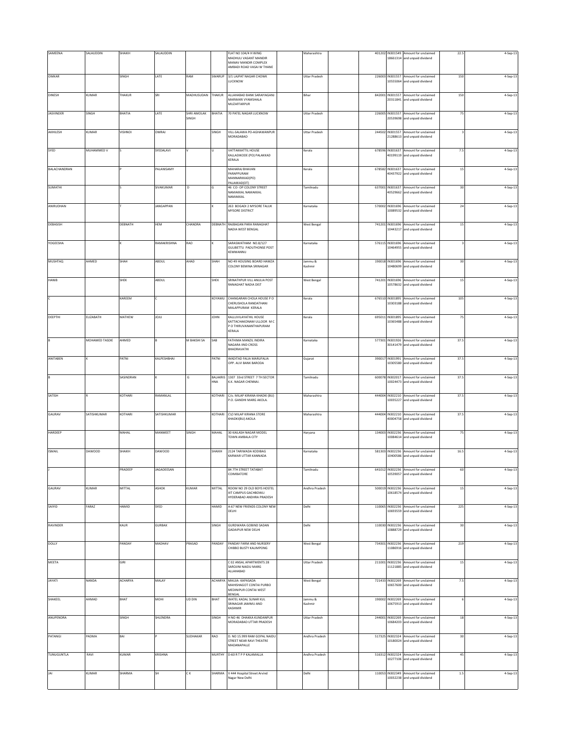| SAMEENA | SALAUDDIN | SHAIKH | SALAUDDIN | | | FLAT NO 104/4 H WING MADHULI VASANT MANDIR MANAV MANDIR COMPLEX AMBADI ROAD VASAI W THANE | | Maharashtra | | 401202 | IN301549 18661314 | Amount for unclaimed and unpaid dividend | 22.5 | 4-Sep-13 |
|---|---|---|---|---|---|---|---|---|---|---|---|---|---|---|
| OMKAR | | SINGH | LATE | RAM | SWARUP | 3/1 LAJPAT NAGAR CHOWK LUCKNOW | | Uttar Pradesh | | 226003 | IN301557 10555064 | Amount for unclaimed and unpaid dividend | 150 | 4-Sep-13 |
| DINESH | KUMAR | THAKUR | SRI | MADHUSUDAN | THAKUR | ALLAHABAD BANK SARAIYAGANJ MARWARI VYAMSHALA MUZAFFARPUR | | Bihar | | 842001 | IN301557 20311841 | Amount for unclaimed and unpaid dividend | 150 | 4-Sep-13 |
| JASVINDER | SINGH | BHATIA | LATE | SHRI AMOLAK SINGH | BHATIA | 70 PATEL NAGAR LUCKNOW | | Uttar Pradesh | | 226005 | IN301557 20539698 | Amount for unclaimed and unpaid dividend | 75 | 4-Sep-13 |
| AKHILESH | KUMAR | VISHNOI | OMRAJ | | SINGH | VILL-SALAWA PO-AGHAWANPUR MORADABAD | | Uttar Pradesh | | 244502 | IN301557 21288613 | Amount for unclaimed and unpaid dividend | 3 | 4-Sep-13 |
| SYED | MUHAMMED V | S | SYEDALAVI | V | U | VATTAKKATTIL HOUSE KALLADIKODE (PO) PALAKKAD KERALA | | Kerala | | 678596 | IN301637 40199119 | Amount for unclaimed and unpaid dividend | 7.5 | 4-Sep-13 |
| BALACHANDRAN | | P | PALANISAMY | | | MAHARAJ BHAVAN PARAPPURAM MANNARKKAD(PO) PALAKKAD(DT) | | Kerala | | 678582 | IN301637 40437922 | Amount for unclaimed and unpaid dividend | 15 | 4-Sep-13 |
| SUMATHI | | S | SIVAKUMAR | D | G | 46 CO- OP COLONY STREET NAMAKKAL NAMAKKAL NAMAKKAL | | Tamilnadu | | 637001 | IN301637 40529662 | Amount for unclaimed and unpaid dividend | 30 | 4-Sep-13 |
| ANIRUDHAN | | T | JANGAPPAN | | K | 263 BOGADI 2 MYSORE TALUK MYSORE DISTRICT | | Karnataka | | 570002 | IN301696 10089532 | Amount for unclaimed and unpaid dividend | 24 | 4-Sep-13 |
| DEBASISH | | DEBNATH | HEM | CHANDRA | DEBNATH | RAIBAGAN PARA RANAGHAT NADIA WEST BENGAL | | West Bengal | | 741201 | IN301696 10443217 | Amount for unclaimed and unpaid dividend | 15 | 4-Sep-13 |
| YOGEESHA | | K | RAMAKRISHNA | RAO | K | SARASWATHAM NO.8/127 GULIBETTU PADUTHONSE POST KEMMANNU | | Karnataka | | 576115 | IN301696 10464955 | Amount for unclaimed and unpaid dividend | 3 | 4-Sep-13 |
| MUSHTAQ | AHMED | SHAH | ABDUL | AHAD | SHAH | NO 49 HOUSING BOARD HAMZA COLONY BEMINA SRINAGAR | | Jammu & Kashmir | | 190018 | IN301696 10480699 | Amount for unclaimed and unpaid dividend | 30 | 4-Sep-13 |
| HANIB | | SHEK | ABDUL | | SHEK | SRINATHPUR VILL ANULIA POST RANAGHAT NADIA DIST | | West Bengal | | 741201 | IN301696 10578632 | Amount for unclaimed and unpaid dividend | 15 | 4-Sep-13 |
| C | | KAREEM | C | | KOYAMU | CHANGARAN CHOLA HOUSE P O CHERUSHOLA RANDATHANI MALAPPURAM KERALA | | Kerala | | 676510 | IN301895 10303188 | Amount for unclaimed and unpaid dividend | 105 | 4-Sep-13 |
| DEEPTHI | ELIZABATH | MATHEW | JOJU | | JOHN | KALLUVILAYATHIL HOUSE KATTACHAKONAM ULLOOR M C P O THIRUVANANTHAPURAM KERALA | | Kerala | | 695011 | IN301895 10365488 | Amount for unclaimed and unpaid dividend | 75 | 4-Sep-13 |
| B | MOHAMED TASDIE | AHMED | B | M BAKSHI SA | SAB | FATHIMA MANZIL INDIRA NAGARA IIND CROSS BHADRAVATHI | | Karnataka | | 577301 | IN301926 30141479 | Amount for unclaimed and unpaid dividend | 37.5 | 4-Sep-13 |
| ANITABEN | K | PATNI | KALPESHBHAI | | PATNI | WADITAD FALIA MARUFALIA OPP. ALVI BANK BARODA | | Gujarat | | 390017 | IN301991 10305580 | Amount for unclaimed and unpaid dividend | 37.5 | 4-Sep-13 |
| B | | SASINDRAN | K | G | BALAKRISHNA | 1307 33rd STREET 7 TH SECTOR K.K. NAGAR CHENNAI. | | Tamilnadu | | 600078 | IN302017 10024473 | Amount for unclaimed and unpaid dividend | 37.5 | 4-Sep-13 |
| SATISH | R | KOTHARI | RAMANLAL | | KOTHARI | C/o. MILAP KIRANA KHADKI (BU) P.O. GANDHI MARG AKOLA. | | Maharashtra | | 444004 | IN302210 10035227 | Amount for unclaimed and unpaid dividend | 37.5 | 4-Sep-13 |
| GAURAV | SATISHKUMAR | KOTHARI | SATISHKUMAR | | KOTHARI | C\O MILAP KIRANA STORE KHADKI(BU) AKOLA | | Maharashtra | | 444004 | IN302210 40004758 | Amount for unclaimed and unpaid dividend | 37.5 | 4-Sep-13 |
| HARDEEP | | MAHAL | MANMEET | SINGH | MAHAL | 30 KAILASH NAGAR MODEL TOWN AMBALA CITY | | Haryana | | 134003 | IN302236 10084614 | Amount for unclaimed and unpaid dividend | 75 | 4-Sep-13 |
| ISMAIL | DAWOOD | SHAIKH | DAWOOD | | SHAIKH | 2124 TARIWADA KODIBAG KARWAR UTTAR KANNADA | | Karnataka | | 581303 | IN302236 10400586 | Amount for unclaimed and unpaid dividend | 16.5 | 4-Sep-13 |
| J | | PRADEEP | JAGADEESAN | | | 84 7TH STREET TATABAT COIMBATORE | | Tamilnadu | | 641012 | IN302236 10539057 | Amount for unclaimed and unpaid dividend | 60 | 4-Sep-13 |
| GAURAV | KUMAR | MITTAL | ASHOK | KUMAR | MITTAL | ROOM NO 29 OLD BOYS HOSTEL IIIT CAMPUS GACHBOWLI HYDERABAD ANDHRA PRADESH | | Andhra Pradesh | | 500019 | IN302236 10618574 | Amount for unclaimed and unpaid dividend | 15 | 4-Sep-13 |
| SAIYID | FARAZ | HAMID | SYED | | HAMID | A-67 NEW FRIENDS COLONY NEW DELHI | | Delhi | | 110065 | IN302236 10693559 | Amount for unclaimed and unpaid dividend | 225 | 4-Sep-13 |
| RAVINDER | | KAUR | GURBAX | | SINGH | GURDWARA GOBIND SADAN GADAIPUR NEW DELHI | | Delhi | | 110030 | IN302236 10888729 | Amount for unclaimed and unpaid dividend | 30 | 4-Sep-13 |
| DOLLY | | PANDAY | MADHAV | PRASAD | PANDAY | PANDAY FARM AND NURSERY CHIBBO BUSTY KALIMPONG | | West Bengal | | 734301 | IN302236 11086916 | Amount for unclaimed and unpaid dividend | 219 | 4-Sep-13 |
| MEETA | | GIRI | | | | C 02 ANSAL APARTMENTS 28 SAROJINI NAIDU MARG ALLAHABAD | | Uttar Pradesh | | 211001 | IN302236 11121885 | Amount for unclaimed and unpaid dividend | 15 | 4-Sep-13 |
| JAYATI | NANDA | ACHARYA | MALAY | | ACHARYA | MAUJA- KAPASADA MAHISHAGOT CONTAI PURBO MEDINIPUR CONTAI WEST BENGAL | | West Bengal | | 721433 | IN302269 10657600 | Amount for unclaimed and unpaid dividend | 7.5 | 4-Sep-13 |
| SHAKEEL | AHMAD | BHAT | MOHI | UD DIN | BHAT | WATEL KADAL SUNAR KUL SRINAGAR JAMMU AND KASHMIR | | Jammu & Kashmir | | 190002 | IN302269 10675913 | Amount for unclaimed and unpaid dividend | 6 | 4-Sep-13 |
| ANUPENDRA | | SINGH | SHLENDRA | | SINGH | H NO 46 DHAKKA KUNDANPUR MORADABAD UTTAR PRADESH | | Uttar Pradesh | | 244001 | IN302269 10684203 | Amount for unclaimed and unpaid dividend | 18 | 4-Sep-13 |
| PATANGI | PADMA | BAI | P | SUDHAKAR | RAO | D. NO 15.999 RAM GOPAL NAIDU STREET NEAR RAVI THEATRE MADANAPALLE | | Andhra Pradesh | | 517325 | IN302324 10180024 | Amount for unclaimed and unpaid dividend | 30 | 4-Sep-13 |
| TUNUGUNTLA | RAVI | KUMAR | KRISHNA | | MURTHY | D-60 R T P P KALAMALLA | | Andhra Pradesh | | 516312 | IN302324 10277106 | Amount for unclaimed and unpaid dividend | 45 | 4-Sep-13 |
| JAI | KUMAR | SHARMA | SH | C K | SHARMA | V 444 Hospital Street Arvind Nagar New Delhi | | Delhi | | 110053 | IN302349 10032238 | Amount for unclaimed and unpaid dividend | 1.5 | 4-Sep-13 |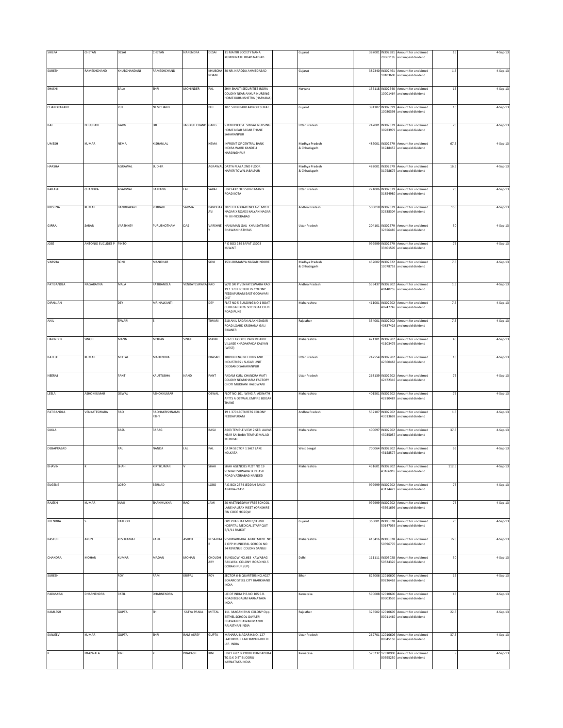| | | | | | | | | | | | | | | |
|---|---|---|---|---|---|---|---|---|---|---|---|---|---|---|
| SHILPA | CHETAN | DESAI | CHETAN | NARENDRA | DESAI | 11 MAITRI SOCIETY NANA KUMBHNATH ROAD NADIAD | | Gujarat | | 387001 | IN302381 20061195 | Amount for unclaimed and unpaid dividend | 15 | 4-Sep-13 |
| SURESH | RAMESHCHAND | KHUBCHANDANI | RAMESHCHAND | | KHUBCHANDANI | 30 NR. NARODA AHMEDABAD | | Gujarat | | 382340 | IN302461 10103600 | Amount for unclaimed and unpaid dividend | 1.5 | 4-Sep-13 |
| SHASHI | | BALA | SHRI | MOHINDER | PAL | SHIV SHAKTI SECURITIES INDRA COLONY NEAR ANKUR NURSING HOME KURUKSHETRA (HARYANA) | | Haryana | | 136118 | IN302540 10001464 | Amount for unclaimed and unpaid dividend | 15 | 4-Sep-13 |
| CHANDRAKANT | | PUJ | NEMCHAND | | PUJ | 107 SIRIN PARK AMROLI SURAT | | Gujarat | | 394107 | IN302599 10080398 | Amount for unclaimed and unpaid dividend | 15 | 4-Sep-13 |
| RAJ | BHUSHAN | GARG | SRI | JAGDISH CHAND | GARG | S D MEDICOSE SINGAL NURSING HOME NEAR SADAR THANE SAHARANPUR | | Uttar Pradesh | | 247001 | IN302679 30783979 | Amount for unclaimed and unpaid dividend | 75 | 4-Sep-13 |
| UMESH | KUMAR | NEMA | KISHANLAL | | NEMA | INFRONT OF CENTRAL BANK INDIRA WARD KANDELI NARSINGHPUR | | Madhya Pradesh & Chhatisgarh | | 487001 | IN302679 31748457 | Amount for unclaimed and unpaid dividend | 67.5 | 4-Sep-13 |
| HARSHA | | AGRAWAL | SUDHIR | | AGRAWAL | DATTA PLAZA 2ND FLOOR NAPIER TOWN JABALPUR | | Madhya Pradesh & Chhatisgarh | | 482001 | IN302679 31758675 | Amount for unclaimed and unpaid dividend | 16.5 | 4-Sep-13 |
| KAILASH | CHANDRA | AGARWAL | BAJRANG | LAL | SARAF | H NO 432 OLD SUBZI MANDI ROAD KOTA | | Uttar Pradesh | | 224006 | IN302679 31854980 | Amount for unclaimed and unpaid dividend | 75 | 4-Sep-13 |
| KRISHNA | KUMAR | BANDHAKAVI | PERRAJU | SARMA | BANDHAKAVI | 302 LEELADHAR ENCLAVE MOTI NAGAR X ROADS KALYAN NAGAR PH III HYDERABAD | | Andhra Pradesh | | 500018 | IN302679 32638304 | Amount for unclaimed and unpaid dividend | 150 | 4-Sep-13 |
| GIRRAJ | SARAN | VARSHNEY | PURUSHOTHAM | DAS | VARSHNEY | HANUMAN GALI KHAI SATSANG BHAWAN HATHRAS | | Uttar Pradesh | | 204101 | IN302679 32656485 | Amount for unclaimed and unpaid dividend | 30 | 4-Sep-13 |
| JOSE | ANTONIO EUCLIDES P | PINTO | | | | P O BOX 239 SAFAT 13003 KUWAIT | | | | 999999 | IN302679 33401505 | Amount for unclaimed and unpaid dividend | 75 | 4-Sep-13 |
| VARSHA | | SONI | MANOHAR | | SONI | 153 LOKMANYA NAGAR INDORE | | Madhya Pradesh & Chhatisgarh | | 452002 | IN302822 10078752 | Amount for unclaimed and unpaid dividend | 7.5 | 4-Sep-13 |
| PATIBANDLA | NAGARATNA | MALA | PATIBANDLA | VENKATESWARA | RAO | W/O SRI P VENKATESWARA RAO 19 1 370 LECTURERS COLONY PEDDAPURAM EAST GODAVARI DIST | | Andhra Pradesh | | 533437 | IN302902 40140255 | Amount for unclaimed and unpaid dividend | 1.5 | 4-Sep-13 |
| DIPANJAN | | DEY | MRINALKANTI | | DEY | FLAT NO 5 BUILDING NO 1 BOAT CLUB GARDENS SOC BOAT CLUB ROAD PUNE | | Maharashtra | | 411001 | IN302902 40747746 | Amount for unclaimed and unpaid dividend | 7.5 | 4-Sep-13 |
| ANIL | | TIWARI | S | | TIWARI | 510 ANIL SADAN ALAKH SAGAR ROAD LOARD KRISHANA GALI BIKANER | | Rajasthan | | 334001 | IN302902 40837426 | Amount for unclaimed and unpaid dividend | 7.5 | 4-Sep-13 |
| HARINDER | SINGH | MANN | MOHAN | SINGH | MANN | C-1-13 GODREJ PARK BHARVE VILLAGE KHADAKPADA KALYAN (WEST) | | Maharashtra | | 421301 | IN302902 41103476 | Amount for unclaimed and unpaid dividend | 45 | 4-Sep-13 |
| RATESH | KUMAR | MITTAL | MAHENDRA | | PRASAD | TRIVENI ENGINEERING AND INDUSTRIES L SUGAR UNIT DEOBAND SAHARANPUR | | Uttar Pradesh | | 247554 | IN302902 42360463 | Amount for unclaimed and unpaid dividend | 15 | 4-Sep-13 |
| NEERAJ | | PANT | KAUSTUBHA | NAND | PANT | PADAM KUNJ CHANDRA WATI COLONY NEARKHARIA FACTORY CHOTI MUKHANI HALDWANI | | Uttar Pradesh | | 263139 | IN302902 42472316 | Amount for unclaimed and unpaid dividend | 75 | 4-Sep-13 |
| LEELA | ASHOKKUMAR | OSWAL | ASHOKKUMAR | | OSWAL | FLOT NO.101 WING A ADINATH APTTS A OSTWAL EMPIRE BOISAR THANE | | Maharashtra | | 401501 | IN302902 42810487 | Amount for unclaimed and unpaid dividend | 75 | 4-Sep-13 |
| PATIBANDLA | VENKATESWARA | RAO | RADHAKRISHNAMURTHY | | | 19 1 370 LECTURERS COLONY PEDDAPURAM | | Andhra Pradesh | | 532107 | IN302902 43013692 | Amount for unclaimed and unpaid dividend | 1.5 | 4-Sep-13 |
| SUKLA | | BASU | PARAG | | BASU | A903 TEMPLE VIEW 2 SEBI AAVAS NEAR SAI BABA TEMPLE MALAD MUMBAI | | Maharashtra | | 400097 | IN302902 43035057 | Amount for unclaimed and unpaid dividend | 37.5 | 4-Sep-13 |
| DEBAPRASAD | | PAL | NANDA | LAL | PAL | CA 94 SECTOR 1 SALT LAKE KOLKATA | | West Bengal | | 700064 | IN302902 43158577 | Amount for unclaimed and unpaid dividend | 66 | 4-Sep-13 |
| BHAVIN | K | SHAH | KIRTIKUMAR | V | SHAH | SHAH AGENCIES PLOT NO 19 VENKATESHWARA SUBHASH ROAD VAZIRABAD NANDED | | Maharashtra | | 431601 | IN302902 43166916 | Amount for unclaimed and unpaid dividend | 112.5 | 4-Sep-13 |
| EUGENE | | LOBO | BERNAD | | LOBO | P.O.BOX 2374 JEDDAH SAUDI ARABIA-21451 | | | | 999999 | IN302902 43174423 | Amount for unclaimed and unpaid dividend | 75 | 4-Sep-13 |
| RAJESH | KUMAR | JAMI | SHANMUKHA | RAO | JAMI | 20 HASTINGSWAY FREE SCHOOL LANE HALIFAX WEST YORKSHIRE PIN CODE HXI2QW | | | | 999999 | IN302902 43561696 | Amount for unclaimed and unpaid dividend | 75 | 4-Sep-13 |
| JITENDRA | S | RATHOD | | | | OPP PRABHAT MRI B/H SIVIL HOSPITAL MEDICAL STAFF QUT B/1/11 RAJKOT | | Gujarat | | 360001 | IN303028 50147039 | Amount for unclaimed and unpaid dividend | 75 | 4-Sep-13 |
| KASTURI | ARUN | KESHKAMAT | KAPIL | ASHOK | NESARIKAR | VISHWADHARA APARTMENT NO 2 OPP MUNICIPAL SCHOOL NO 34 REVENUE COLONY SANGLI | | Maharashtra | | 416416 | IN303028 50396770 | Amount for unclaimed and unpaid dividend | 225 | 4-Sep-13 |
| CHANDRA | MOHAN | KUMAR | MADAN | MOHAN | CHOUDHARY | BUNGLOW NO.663 KAWABAG RAILWAY- COLONY ROAD NO.5 GORAKHPUR (UP) | | Delhi | | 111111 | IN303028 50524320 | Amount for unclaimed and unpaid dividend | 30 | 4-Sep-13 |
| SURESH | | ROY | RAM | KRIPAL | ROY | SECTOR 6-B QUARTERS NO.4027 BOKARO STEEL CITY JHARKHAND INDIA | | Bihar | | 827006 | 12010600 00236462 | Amount for unclaimed and unpaid dividend | 15 | 4-Sep-13 |
| PADMARAJ | DHARNENDRA | PATIL | DHARNENDRA | | | LIC OF INDIA P.B.NO 105 S.R. ROAD BELGAUM KARNATAKA INDIA | | Karnataka | | 590008 | 12010600 00303530 | Amount for unclaimed and unpaid dividend | 15 | 4-Sep-13 |
| KAMLESH | | GUPTA | SH | SATYA PRAKA | MITTAL | 111 MAGAN BHAI COLONY Opp. BETHEL SCHOOL GAYATRI BHAWAN BHAWANIMANDI RAJASTHAN INDIA | | Rajasthan | | 326502 | 12010605 00011460 | Amount for unclaimed and unpaid dividend | 22.5 | 4-Sep-13 |
| SANJEEV | KUMAR | GUPTA | SHRI | RAM ASREY | GUPTA | MAHARAJ NAGAR H.NO.-127 LAKHIMPUR LAKHIMPUR-KHERI U.P. INDIA | | Uttar Pradesh | | 262701 | 12010606 00045150 | Amount for unclaimed and unpaid dividend | 37.5 | 4-Sep-13 |
| K | PRAJWALA | KINI | K | PRAKASH | KINI | H NO.2-87 BIJOORU KUNDAPURA TQ D.K DIST BIJOORU KARNATAKA INDIA | | Karnataka | | 576232 | 12010900 00595250 | Amount for unclaimed and unpaid dividend | 9 | 4-Sep-13 |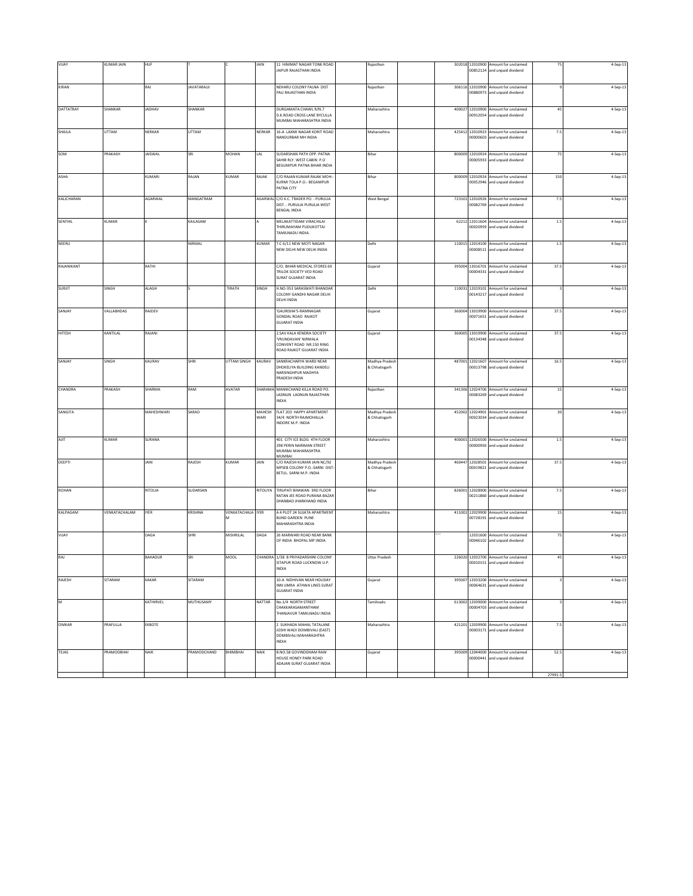| | | | | | | | | | | | | | | |
|---|---|---|---|---|---|---|---|---|---|---|---|---|---|---|
| VIJAY | KUMAR JAIN | HUF | T | C | JAIN | 11 HIMMAT NAGAR TONK ROAD JAIPUR RAJASTHAN INDIA | | Rajasthan | | 302018 | 12010900 00852124 | Amount for unclaimed and unpaid dividend | 75 | 4-Sep-13 |
| KIRAN | | RAJ | JAVATARAJJI | | | NEHARU COLONY FALNA DIST PALI RAJASTHAN INDIA | | Rajasthan | | 306116 | 12010900 00880973 | Amount for unclaimed and unpaid dividend | 9 | 4-Sep-13 |
| DATTATRAY | SHANKAR | JADHAV | SHANKAR | | | DURGAMATA CHAWL R/N.7 D.K.ROAD CROSS LANE BYCULLA MUMBAI MAHARASHTRA INDIA | | Maharashtra | | 400027 | 12010900 00912054 | Amount for unclaimed and unpaid dividend | 45 | 4-Sep-13 |
| SHAILA | UTTAM | NERKAR | UTTAM | | NERKAR | 16-A LAXMI NAGAR KORIT ROAD NANDURBAR MH INDIA | | Maharashtra | | 425412 | 12010923 00000603 | Amount for unclaimed and unpaid dividend | 7.5 | 4-Sep-13 |
| SOM | PRAKASH | JAISWAL | SRI | MOHAN | LAL | SUDARSHAN PATH OPP. PATNA SAHIB RLY. WEST CABIN P.O BEGUMPUR PATNA BIHAR INDIA | | Bihar | | 800009 | 12010924 00005933 | Amount for unclaimed and unpaid dividend | 75 | 4-Sep-13 |
| ASHA | | KUMARI | RAJAN | KUMAR | RAJAK | C/O RAJAN KUMAR RAJAK MOH:- KURMI TOLA P.O.- BEGAMPUR PATNA CITY | | Bihar | | 800009 | 12010924 00052946 | Amount for unclaimed and unpaid dividend | 150 | 4-Sep-13 |
| KALICHARAN | | AGARWAL | MANGATRAM | | AGARWAL | C/O K.C. TRADER PO. - PURULIA DIST. - PURULIA PURULIA WEST BENGAL INDIA | | West Bengal | | 723101 | 12010926 00082769 | Amount for unclaimed and unpaid dividend | 7.5 | 4-Sep-13 |
| SENTHIL | KUMAR | K | KAILASAM | | A | MELAKATTIDAM VIRACHILAI THIRUMAYAM PUDUKOTTAI TAMILNADU INDIA. | | | | 62212 | 12011604 00020959 | Amount for unclaimed and unpaid dividend | 1.5 | 4-Sep-13 |
| NEERU | | | NIRMAL | | KUMAR | T-C 6/11 NEW MOTI NAGAR NEW DELHI NEW DELHI INDIA | | Delhi | | 110015 | 12014100 00008511 | Amount for unclaimed and unpaid dividend | 1.5 | 4-Sep-13 |
| RAJANIKANT | | RATHI | | | | C/O. BIHAR MEDICAL STORES 69 TRILOK SOCIETY VED ROAD SURAT GUJARAT INDIA | | Gujarat | | 395004 | 13016701 00004331 | Amount for unclaimed and unpaid dividend | 37.5 | 4-Sep-13 |
| SURJIT | SINGH | ALAGH | S | TIRATH | SINGH | H.NO-353 SARASWATI BHANDAR COLONY GANDHI NAGAR DELHI DELHI INDIA | | Delhi | | 110031 | 12019101 00143217 | Amount for unclaimed and unpaid dividend | 3 | 4-Sep-13 |
| SANJAY | VALLABHDAS | RAIDEV | | | | 'GAURISHA'5-RAMNAGAR GONDAL ROAD RAJKOT GUJARAT INDIA | | Gujarat | | 360004 | 13019900 00071651 | Amount for unclaimed and unpaid dividend | 37.5 | 4-Sep-13 |
| HITESH | KANTILAL | RAJANI | | | | 2.SAV KALA KENDRA SOCIETY 'VRUNDAVAN' NIRMALA CONVENT ROAD NR.150 RING ROAD RAJKOT GUJARAT INDIA | | Gujarat | | 360005 | 13019900 00134348 | Amount for unclaimed and unpaid dividend | 37.5 | 4-Sep-13 |
| SANJAY | SINGH | KAURAV | SHRI | UTTAM SINGH | KAURAV | SANKRACHARYA WARD NEAR DHOKELIYA BUILDING KANDELI NARSINGHPUR MADHYA PRADESH INDIA | | Madhya Pradesh & Chhatisgarh | | 487001 | 12021607 00013798 | Amount for unclaimed and unpaid dividend | 16.5 | 4-Sep-13 |
| CHANDRA | PRAKASH | SHARMA | RAM | AVATAR | SHARAMA | MANIKCHAND KILLA ROAD PO. LADNUN LADNUN RAJASTHAN INDIA | | Rajasthan | | 341306 | 12024700 00083269 | Amount for unclaimed and unpaid dividend | 15 | 4-Sep-13 |
| SANGITA | | MAHESHWARI | SARAD | | MAHESH WARI | FLAT 203 HAPPY APARTMENT 34/4 NORTH RAJMOHALLA INDORE M.P. INDIA | | Madhya Pradesh & Chhatisgarh | | 452002 | 12024901 00023034 | Amount for unclaimed and unpaid dividend | 30 | 4-Sep-13 |
| AJIT | KUMAR | SURANA | | | | 401 CITY ICE BLDG 4TH FLOOR 298 PERIN NARIMAN STREET MUMBAI MAHARASHTRA MUMBAI | | Maharashtra | | 400001 | 12026500 00000950 | Amount for unclaimed and unpaid dividend | 1.5 | 4-Sep-13 |
| DEEPTI | | JAIN | RAJESH | KUMAR | JAIN | C/O RAJESH KUMAR JAIN NC/92 MPSEB COLONY P.O.-SARNI DIST-BETUL. SARNI M.P. INDIA | | Madhya Pradesh & Chhatisgarh | | 460447 | 12028501 00019821 | Amount for unclaimed and unpaid dividend | 37.5 | 4-Sep-13 |
| ROHAN | | RITOLIA | SUDARSAN | | RITOLIYA | TIRUPATI BHAWAN 3RD FLOOR RATAN JEE ROAD PURANA BAZAR DHANBAD JHARKHAND INDIA | | Bihar | | 826001 | 12028900 00211860 | Amount for unclaimed and unpaid dividend | 7.5 | 4-Sep-13 |
| KALPAGAM | VENKATACHALAM | IYER | KRISHNA | VENKATACHALAM | IYER | A 4 PLOT 24 SUJATA APARTMENT BUND GARDEN PUNE MAHARASHTRA INDIA | | Maharashtra | | 411001 | 12029900 00728191 | Amount for unclaimed and unpaid dividend | 15 | 4-Sep-13 |
| VIJAY | | DAGA | SHRI | MISHRILAL | DAGA | 26 MARWARI ROAD NEAR BANK OF INDIA BHOPAL MP INDIA | | | | "" | 12031600 00046102 | Amount for unclaimed and unpaid dividend | 75 | 4-Sep-13 |
| RAJ | | BAHADUR | SRI | MOOL | CHANDRA | 1/38 B PRIYADARSHINI COLONY SITAPUR ROAD LUCKNOW U.P. INDIA | | Uttar Pradesh | | 226020 | 12032700 00010151 | Amount for unclaimed and unpaid dividend | 45 | 4-Sep-13 |
| RAJESH | SITARAM | KAKAR | SITARAM | | | 10-A NIDHIVAN NEAR HOLIDAY INN UMRA ATHWA LINES SURAT GUJARAT INDIA | | Gujarat | | 395007 | 12033200 00064631 | Amount for unclaimed and unpaid dividend | 3 | 4-Sep-13 |
| M | | KATHIRVEL | MUTHUSAMY | | NATTAR | No.1/4 NORTH STREET CHAKKARASAMANTHAM THANJAVUR TAMILNADU INDIA | | Tamilnadu | | 613002 | 12039000 00004703 | Amount for unclaimed and unpaid dividend | 3 | 4-Sep-13 |
| OMKAR | PRAFULLA | EKBOTE | | | | 2 SUKHADA MAHAL TATALANE JOSHI WADI DOMBIVALI (EAST) DOMBIVALI MAHARASHTRA INDIA | | Maharashtra | | 421201 | 12039900 00003171 | Amount for unclaimed and unpaid dividend | 7.5 | 4-Sep-13 |
| TEJAS | PRAMODBHAI | NAIK | PRAMODCHAND | BHIMBHAI | NAIK | B.NO.58 GOVINDDHAM RAW HOUSE HONEY PARK ROAD ADAJAN SURAT GUJARAT INDIA | | Gujarat | | 395009 | 12044000 00000441 | Amount for unclaimed and unpaid dividend | 52.5 | 4-Sep-13 |
| | | | | | | | | | | | | | 27991.5 | |